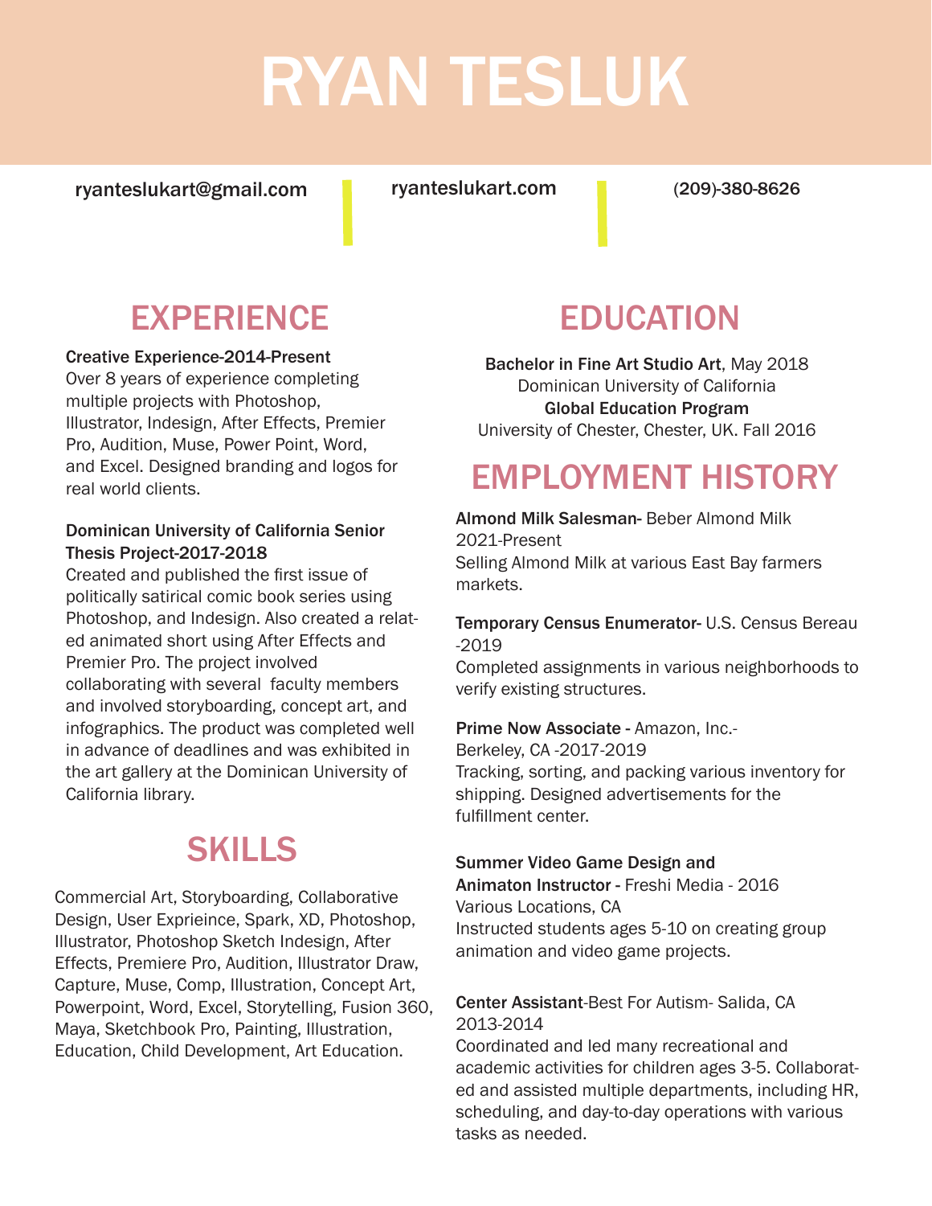# RYAN TESLUK

ryanteslukart@gmail.com | ryanteslukart.com | (209)-380-8626

## EXPERIENCE

**Creative Experience-2014-Present**
Over 8 years of experience completing multiple projects with Photoshop, Illustrator, Indesign, After Effects, Premier Pro, Audition, Muse, Power Point, Word, and Excel. Designed branding and logos for real world clients.

**Dominican University of California Senior Thesis Project-2017-2018**
Created and published the first issue of politically satirical comic book series using Photoshop, and Indesign. Also created a related animated short using After Effects and Premier Pro. The project involved collaborating with several faculty members and involved storyboarding, concept art, and infographics. The product was completed well in advance of deadlines and was exhibited in the art gallery at the Dominican University of California library.

## SKILLS

Commercial Art, Storyboarding, Collaborative Design, User Exprieince, Spark, XD, Photoshop, Illustrator, Photoshop Sketch Indesign, After Effects, Premiere Pro, Audition, Illustrator Draw, Capture, Muse, Comp, Illustration, Concept Art, Powerpoint, Word, Excel, Storytelling, Fusion 360, Maya, Sketchbook Pro, Painting, Illustration, Education, Child Development, Art Education.

## EDUCATION

**Bachelor in Fine Art Studio Art**, May 2018
Dominican University of California
**Global Education Program**
University of Chester, Chester, UK. Fall 2016

## EMPLOYMENT HISTORY

**Almond Milk Salesman-** Beber Almond Milk
2021-Present
Selling Almond Milk at various East Bay farmers markets.

**Temporary Census Enumerator-** U.S. Census Bereau -2019
Completed assignments in various neighborhoods to verify existing structures.

**Prime Now Associate -** Amazon, Inc.-
Berkeley, CA -2017-2019
Tracking, sorting, and packing various inventory for shipping. Designed advertisements for the fulfillment center.

**Summer Video Game Design and Animaton Instructor -** Freshi Media - 2016
Various Locations, CA
Instructed students ages 5-10 on creating group animation and video game projects.

**Center Assistant**-Best For Autism- Salida, CA
2013-2014
Coordinated and led many recreational and academic activities for children ages 3-5. Collaborated and assisted multiple departments, including HR, scheduling, and day-to-day operations with various tasks as needed.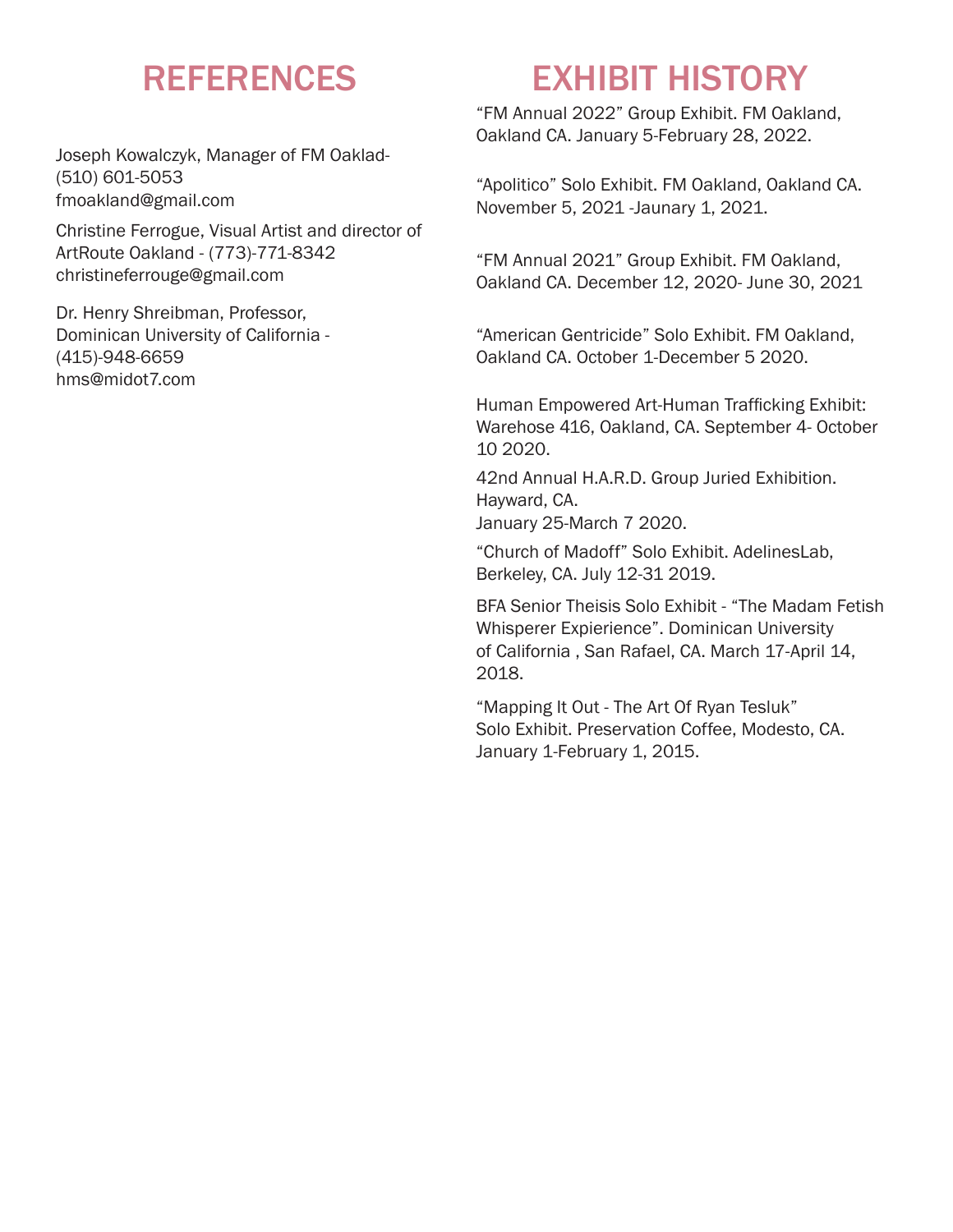# REFERENCES

Joseph Kowalczyk, Manager of FM Oaklad- (510) 601-5053
fmoakland@gmail.com

Christine Ferrogue, Visual Artist and director of ArtRoute Oakland - (773)-771-8342
christineferrouge@gmail.com

Dr. Henry Shreibman, Professor, Dominican University of California - (415)-948-6659
hms@midot7.com

# EXHIBIT HISTORY

"FM Annual 2022" Group Exhibit. FM Oakland, Oakland CA. January 5-February 28, 2022.

"Apolitico" Solo Exhibit. FM Oakland, Oakland CA. November 5, 2021 -Jaunary 1, 2021.

"FM Annual 2021" Group Exhibit. FM Oakland, Oakland CA. December 12, 2020- June 30, 2021

"American Gentricide" Solo Exhibit. FM Oakland, Oakland CA. October 1-December 5 2020.

Human Empowered Art-Human Trafficking Exhibit: Warehose 416, Oakland, CA. September 4- October 10 2020.

42nd Annual H.A.R.D. Group Juried Exhibition. Hayward, CA.
January 25-March 7 2020.

"Church of Madoff" Solo Exhibit. AdelinesLab, Berkeley, CA. July 12-31 2019.

BFA Senior Theisis Solo Exhibit - "The Madam Fetish Whisperer Expierience". Dominican University of California , San Rafael, CA. March 17-April 14, 2018.

"Mapping It Out - The Art Of Ryan Tesluk"
Solo Exhibit. Preservation Coffee, Modesto, CA. January 1-February 1, 2015.